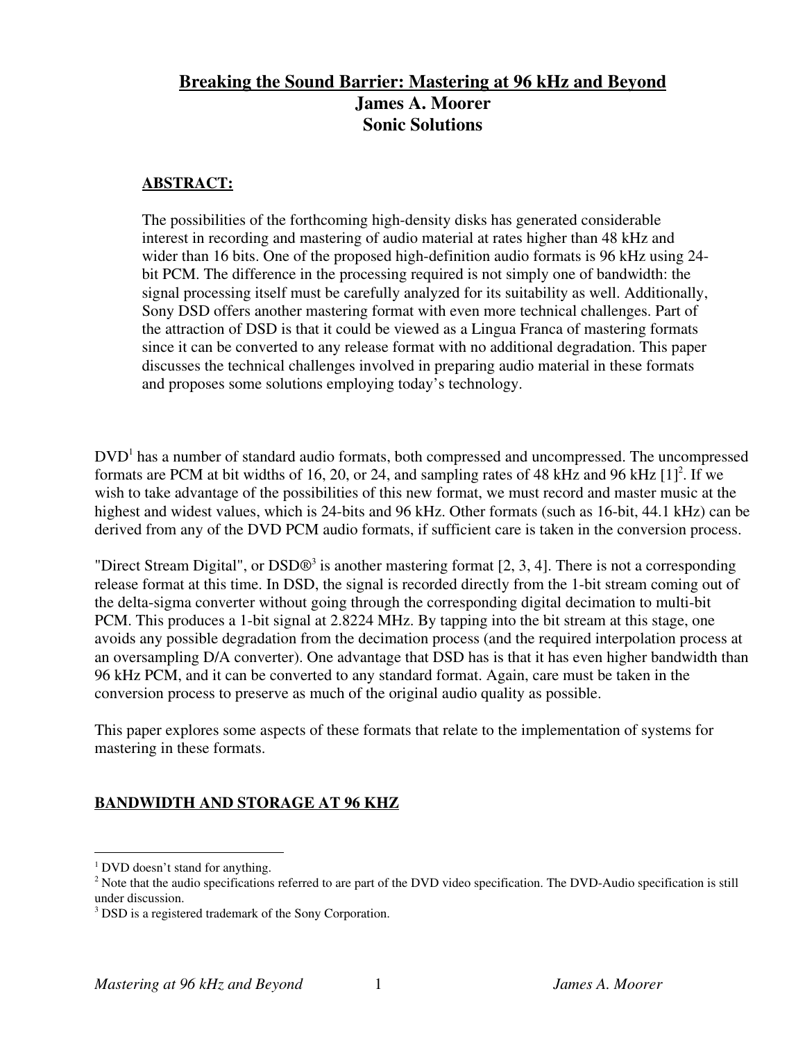# Breaking the Sound Barrier: Mastering at 96 kHz and Beyond

**James A. Moorer**

**Sonic Solutions**

## ABSTRACT:

The possibilities of the forthcoming high-density disks has generated considerable interest in recording and mastering of audio material at rates higher than 48 kHz and wider than 16 bits. One of the proposed high-definition audio formats is 96 kHz using 24-bit PCM. The difference in the processing required is not simply one of bandwidth: the signal processing itself must be carefully analyzed for its suitability as well. Additionally, Sony DSD offers another mastering format with even more technical challenges. Part of the attraction of DSD is that it could be viewed as a Lingua Franca of mastering formats since it can be converted to any release format with no additional degradation. This paper discusses the technical challenges involved in preparing audio material in these formats and proposes some solutions employing today's technology.

DVD[1] has a number of standard audio formats, both compressed and uncompressed. The uncompressed formats are PCM at bit widths of 16, 20, or 24, and sampling rates of 48 kHz and 96 kHz [1][2]. If we wish to take advantage of the possibilities of this new format, we must record and master music at the highest and widest values, which is 24-bits and 96 kHz. Other formats (such as 16-bit, 44.1 kHz) can be derived from any of the DVD PCM audio formats, if sufficient care is taken in the conversion process.

"Direct Stream Digital", or DSD®[3] is another mastering format [2, 3, 4]. There is not a corresponding release format at this time. In DSD, the signal is recorded directly from the 1-bit stream coming out of the delta-sigma converter without going through the corresponding digital decimation to multi-bit PCM. This produces a 1-bit signal at 2.8224 MHz. By tapping into the bit stream at this stage, one avoids any possible degradation from the decimation process (and the required interpolation process at an oversampling D/A converter). One advantage that DSD has is that it has even higher bandwidth than 96 kHz PCM, and it can be converted to any standard format. Again, care must be taken in the conversion process to preserve as much of the original audio quality as possible.

This paper explores some aspects of these formats that relate to the implementation of systems for mastering in these formats.

## BANDWIDTH AND STORAGE AT 96 KHZ

---

[1] DVD doesn't stand for anything.

[2] Note that the audio specifications referred to are part of the DVD video specification. The DVD-Audio specification is still under discussion.

[3] DSD is a registered trademark of the Sony Corporation.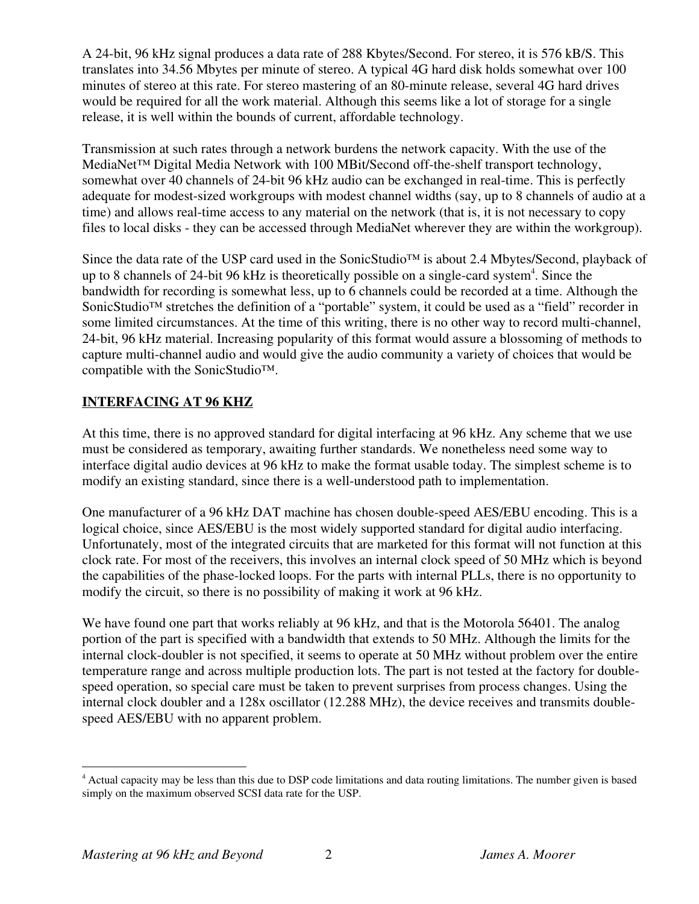A 24-bit, 96 kHz signal produces a data rate of 288 Kbytes/Second. For stereo, it is 576 kB/S. This translates into 34.56 Mbytes per minute of stereo. A typical 4G hard disk holds somewhat over 100 minutes of stereo at this rate. For stereo mastering of an 80-minute release, several 4G hard drives would be required for all the work material. Although this seems like a lot of storage for a single release, it is well within the bounds of current, affordable technology.

Transmission at such rates through a network burdens the network capacity. With the use of the MediaNet™ Digital Media Network with 100 MBit/Second off-the-shelf transport technology, somewhat over 40 channels of 24-bit 96 kHz audio can be exchanged in real-time. This is perfectly adequate for modest-sized workgroups with modest channel widths (say, up to 8 channels of audio at a time) and allows real-time access to any material on the network (that is, it is not necessary to copy files to local disks - they can be accessed through MediaNet wherever they are within the workgroup).

Since the data rate of the USP card used in the SonicStudio™ is about 2.4 Mbytes/Second, playback of up to 8 channels of 24-bit 96 kHz is theoretically possible on a single-card system[4]. Since the bandwidth for recording is somewhat less, up to 6 channels could be recorded at a time. Although the SonicStudio™ stretches the definition of a "portable" system, it could be used as a "field" recorder in some limited circumstances. At the time of this writing, there is no other way to record multi-channel, 24-bit, 96 kHz material. Increasing popularity of this format would assure a blossoming of methods to capture multi-channel audio and would give the audio community a variety of choices that would be compatible with the SonicStudio™.

## INTERFACING AT 96 KHZ

At this time, there is no approved standard for digital interfacing at 96 kHz. Any scheme that we use must be considered as temporary, awaiting further standards. We nonetheless need some way to interface digital audio devices at 96 kHz to make the format usable today. The simplest scheme is to modify an existing standard, since there is a well-understood path to implementation.

One manufacturer of a 96 kHz DAT machine has chosen double-speed AES/EBU encoding. This is a logical choice, since AES/EBU is the most widely supported standard for digital audio interfacing. Unfortunately, most of the integrated circuits that are marketed for this format will not function at this clock rate. For most of the receivers, this involves an internal clock speed of 50 MHz which is beyond the capabilities of the phase-locked loops. For the parts with internal PLLs, there is no opportunity to modify the circuit, so there is no possibility of making it work at 96 kHz.

We have found one part that works reliably at 96 kHz, and that is the Motorola 56401. The analog portion of the part is specified with a bandwidth that extends to 50 MHz. Although the limits for the internal clock-doubler is not specified, it seems to operate at 50 MHz without problem over the entire temperature range and across multiple production lots. The part is not tested at the factory for double-speed operation, so special care must be taken to prevent surprises from process changes. Using the internal clock doubler and a 128x oscillator (12.288 MHz), the device receives and transmits double-speed AES/EBU with no apparent problem.

---

[4] Actual capacity may be less than this due to DSP code limitations and data routing limitations. The number given is based simply on the maximum observed SCSI data rate for the USP.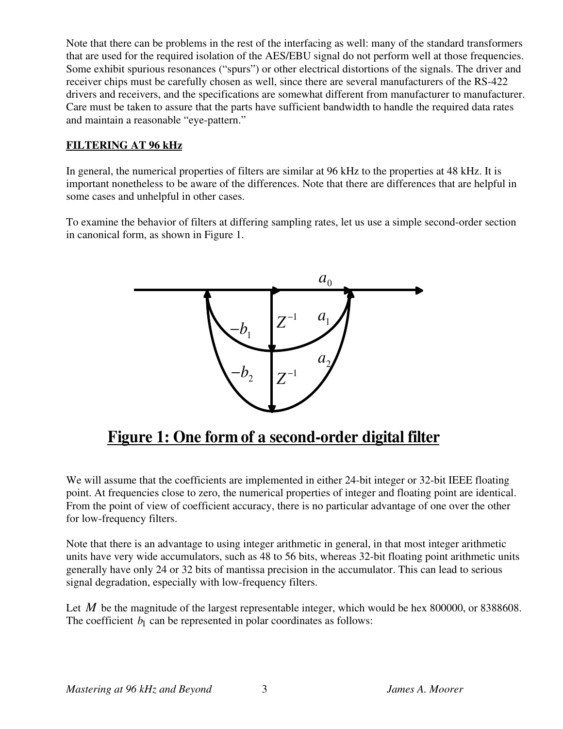Note that there can be problems in the rest of the interfacing as well: many of the standard transformers that are used for the required isolation of the AES/EBU signal do not perform well at those frequencies. Some exhibit spurious resonances ("spurs") or other electrical distortions of the signals. The driver and receiver chips must be carefully chosen as well, since there are several manufacturers of the RS-422 drivers and receivers, and the specifications are somewhat different from manufacturer to manufacturer. Care must be taken to assure that the parts have sufficient bandwidth to handle the required data rates and maintain a reasonable "eye-pattern."

## FILTERING AT 96 kHz

In general, the numerical properties of filters are similar at 96 kHz to the properties at 48 kHz. It is important nonetheless to be aware of the differences. Note that there are differences that are helpful in some cases and unhelpful in other cases.

To examine the behavior of filters at differing sampling rates, let us use a simple second-order section in canonical form, as shown in Figure 1.

**Figure 1: One form of a second-order digital filter**

We will assume that the coefficients are implemented in either 24-bit integer or 32-bit IEEE floating point. At frequencies close to zero, the numerical properties of integer and floating point are identical. From the point of view of coefficient accuracy, there is no particular advantage of one over the other for low-frequency filters.

Note that there is an advantage to using integer arithmetic in general, in that most integer arithmetic units have very wide accumulators, such as 48 to 56 bits, whereas 32-bit floating point arithmetic units generally have only 24 or 32 bits of mantissa precision in the accumulator. This can lead to serious signal degradation, especially with low-frequency filters.

Let $M$ be the magnitude of the largest representable integer, which would be hex 800000, or 8388608. The coefficient $b_1$ can be represented in polar coordinates as follows: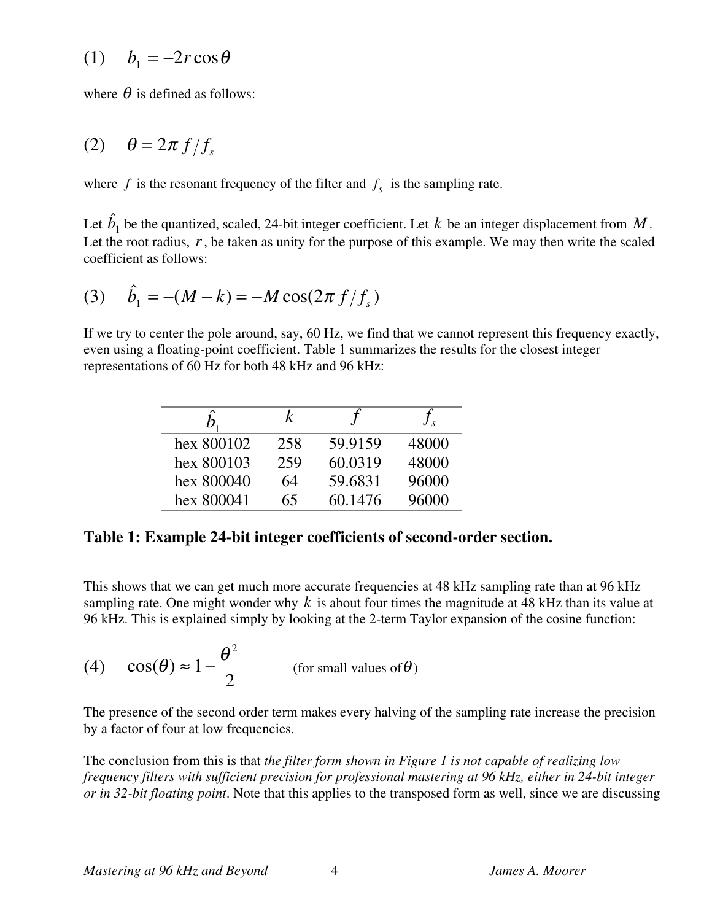$$(1) \quad b_1 = -2r\cos\theta$$

where $\theta$ is defined as follows:

$$(2) \quad \theta = 2\pi f / f_s$$

where $f$ is the resonant frequency of the filter and $f_s$ is the sampling rate.

Let $\hat{b}_1$ be the quantized, scaled, 24-bit integer coefficient. Let $k$ be an integer displacement from $M$. Let the root radius, $r$, be taken as unity for the purpose of this example. We may then write the scaled coefficient as follows:

$$(3) \quad \hat{b}_1 = -(M-k) = -M\cos(2\pi f / f_s)$$

If we try to center the pole around, say, 60 Hz, we find that we cannot represent this frequency exactly, even using a floating-point coefficient. Table 1 summarizes the results for the closest integer representations of 60 Hz for both 48 kHz and 96 kHz:

| $\hat{b}_1$ | $k$ | $f$ | $f_s$ |
|---|---|---|---|
| hex 800102 | 258 | 59.9159 | 48000 |
| hex 800103 | 259 | 60.0319 | 48000 |
| hex 800040 | 64 | 59.6831 | 96000 |
| hex 800041 | 65 | 60.1476 | 96000 |

**Table 1: Example 24-bit integer coefficients of second-order section.**

This shows that we can get much more accurate frequencies at 48 kHz sampling rate than at 96 kHz sampling rate. One might wonder why $k$ is about four times the magnitude at 48 kHz than its value at 96 kHz. This is explained simply by looking at the 2-term Taylor expansion of the cosine function:

$$(4) \quad \cos(\theta) \approx 1 - \frac{\theta^2}{2} \qquad \text{(for small values of } \theta\text{)}$$

The presence of the second order term makes every halving of the sampling rate increase the precision by a factor of four at low frequencies.

The conclusion from this is that *the filter form shown in Figure 1 is not capable of realizing low frequency filters with sufficient precision for professional mastering at 96 kHz, either in 24-bit integer or in 32-bit floating point*. Note that this applies to the transposed form as well, since we are discussing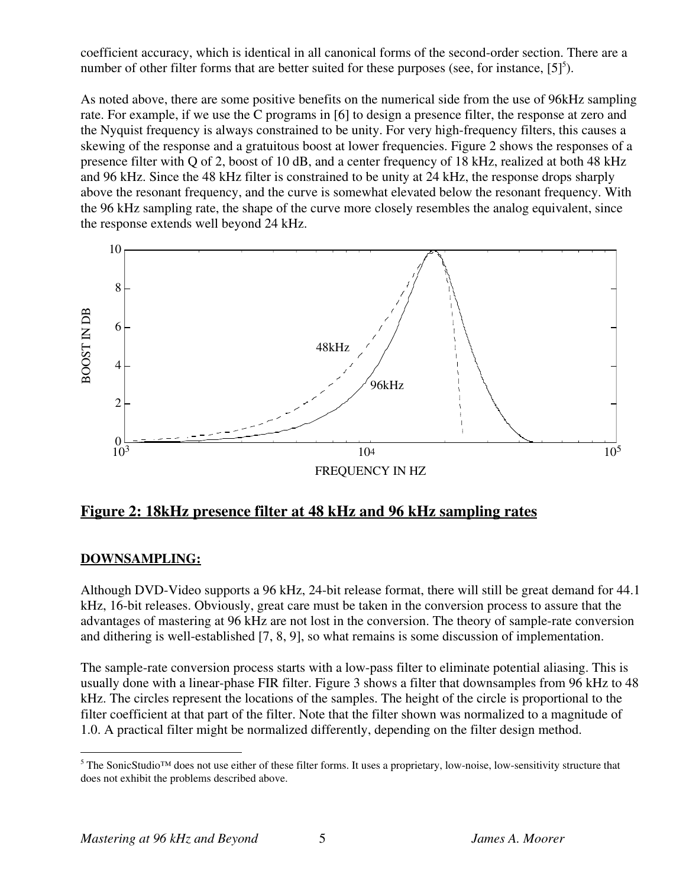coefficient accuracy, which is identical in all canonical forms of the second-order section. There are a number of other filter forms that are better suited for these purposes (see, for instance, [5][5]).

As noted above, there are some positive benefits on the numerical side from the use of 96kHz sampling rate. For example, if we use the C programs in [6] to design a presence filter, the response at zero and the Nyquist frequency is always constrained to be unity. For very high-frequency filters, this causes a skewing of the response and a gratuitous boost at lower frequencies. Figure 2 shows the responses of a presence filter with Q of 2, boost of 10 dB, and a center frequency of 18 kHz, realized at both 48 kHz and 96 kHz. Since the 48 kHz filter is constrained to be unity at 24 kHz, the response drops sharply above the resonant frequency, and the curve is somewhat elevated below the resonant frequency. With the 96 kHz sampling rate, the shape of the curve more closely resembles the analog equivalent, since the response extends well beyond 24 kHz.

**Figure 2: 18kHz presence filter at 48 kHz and 96 kHz sampling rates**

**DOWNSAMPLING:**

Although DVD-Video supports a 96 kHz, 24-bit release format, there will still be great demand for 44.1 kHz, 16-bit releases. Obviously, great care must be taken in the conversion process to assure that the advantages of mastering at 96 kHz are not lost in the conversion. The theory of sample-rate conversion and dithering is well-established [7, 8, 9], so what remains is some discussion of implementation.

The sample-rate conversion process starts with a low-pass filter to eliminate potential aliasing. This is usually done with a linear-phase FIR filter. Figure 3 shows a filter that downsamples from 96 kHz to 48 kHz. The circles represent the locations of the samples. The height of the circle is proportional to the filter coefficient at that part of the filter. Note that the filter shown was normalized to a magnitude of 1.0. A practical filter might be normalized differently, depending on the filter design method.

[5] The SonicStudio™ does not use either of these filter forms. It uses a proprietary, low-noise, low-sensitivity structure that does not exhibit the problems described above.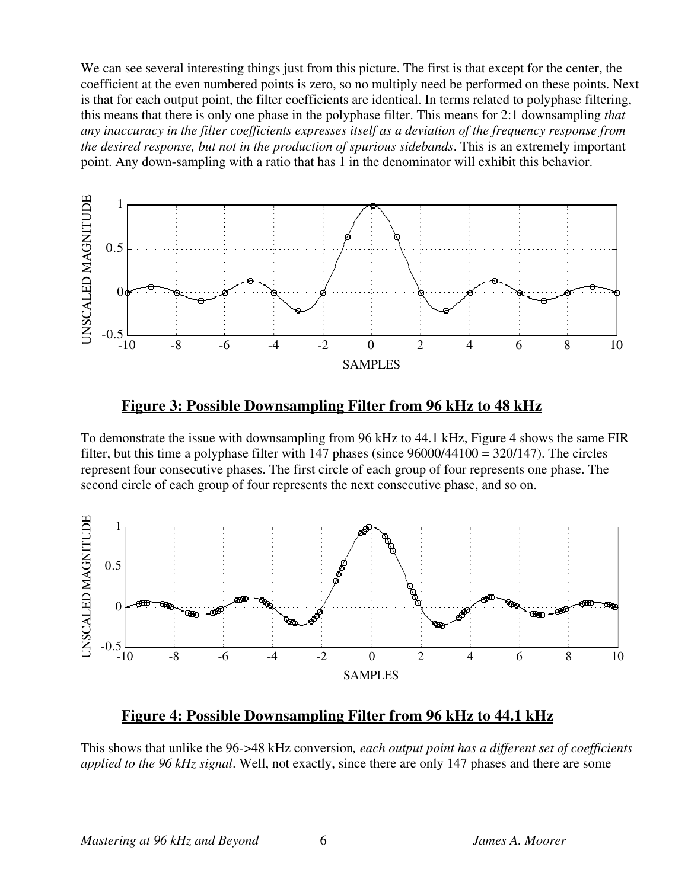We can see several interesting things just from this picture. The first is that except for the center, the coefficient at the even numbered points is zero, so no multiply need be performed on these points. Next is that for each output point, the filter coefficients are identical. In terms related to polyphase filtering, this means that there is only one phase in the polyphase filter. This means for 2:1 downsampling *that any inaccuracy in the filter coefficients expresses itself as a deviation of the frequency response from the desired response, but not in the production of spurious sidebands*. This is an extremely important point. Any down-sampling with a ratio that has 1 in the denominator will exhibit this behavior.

**Figure 3: Possible Downsampling Filter from 96 kHz to 48 kHz**

To demonstrate the issue with downsampling from 96 kHz to 44.1 kHz, Figure 4 shows the same FIR filter, but this time a polyphase filter with 147 phases (since 96000/44100 = 320/147). The circles represent four consecutive phases. The first circle of each group of four represents one phase. The second circle of each group of four represents the next consecutive phase, and so on.

**Figure 4: Possible Downsampling Filter from 96 kHz to 44.1 kHz**

This shows that unlike the 96->48 kHz conversion*, each output point has a different set of coefficients applied to the 96 kHz signal*. Well, not exactly, since there are only 147 phases and there are some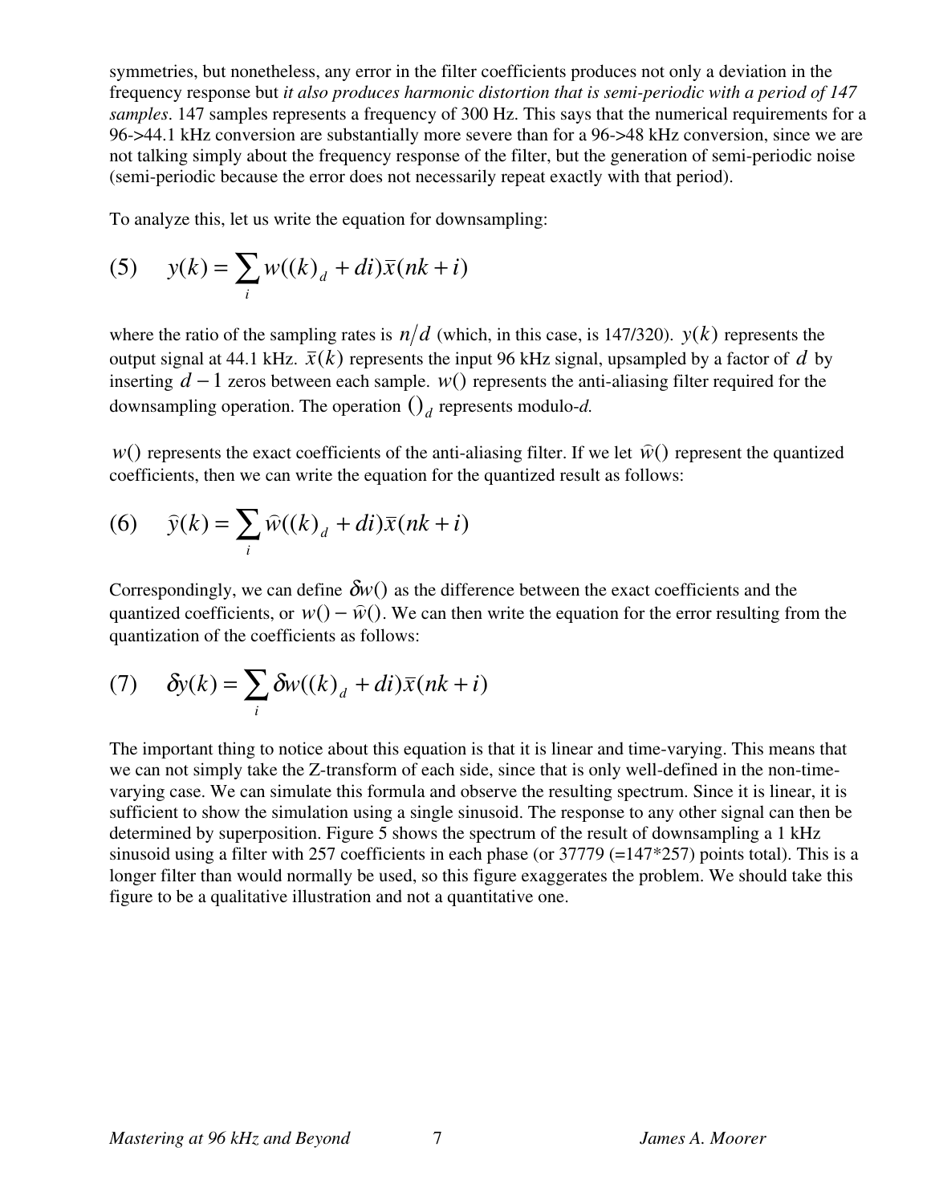symmetries, but nonetheless, any error in the filter coefficients produces not only a deviation in the frequency response but *it also produces harmonic distortion that is semi-periodic with a period of 147 samples*. 147 samples represents a frequency of 300 Hz. This says that the numerical requirements for a 96->44.1 kHz conversion are substantially more severe than for a 96->48 kHz conversion, since we are not talking simply about the frequency response of the filter, but the generation of semi-periodic noise (semi-periodic because the error does not necessarily repeat exactly with that period).

To analyze this, let us write the equation for downsampling:

$$(5) \qquad y(k) = \sum_i w((k)_d + di)\bar{x}(nk + i)$$

where the ratio of the sampling rates is $n/d$ (which, in this case, is 147/320). $y(k)$ represents the output signal at 44.1 kHz. $\bar{x}(k)$ represents the input 96 kHz signal, upsampled by a factor of $d$ by inserting $d-1$ zeros between each sample. $w()$ represents the anti-aliasing filter required for the downsampling operation. The operation $()_d$ represents modulo-*d.*

$w()$ represents the exact coefficients of the anti-aliasing filter. If we let $\hat{w}()$ represent the quantized coefficients, then we can write the equation for the quantized result as follows:

$$(6) \qquad \hat{y}(k) = \sum_i \hat{w}((k)_d + di)\bar{x}(nk + i)$$

Correspondingly, we can define $\delta w()$ as the difference between the exact coefficients and the quantized coefficients, or $w() - \hat{w}()$. We can then write the equation for the error resulting from the quantization of the coefficients as follows:

$$(7) \qquad \delta y(k) = \sum_i \delta w((k)_d + di)\bar{x}(nk + i)$$

The important thing to notice about this equation is that it is linear and time-varying. This means that we can not simply take the Z-transform of each side, since that is only well-defined in the non-time-varying case. We can simulate this formula and observe the resulting spectrum. Since it is linear, it is sufficient to show the simulation using a single sinusoid. The response to any other signal can then be determined by superposition. Figure 5 shows the spectrum of the result of downsampling a 1 kHz sinusoid using a filter with 257 coefficients in each phase (or 37779 (=147*257) points total). This is a longer filter than would normally be used, so this figure exaggerates the problem. We should take this figure to be a qualitative illustration and not a quantitative one.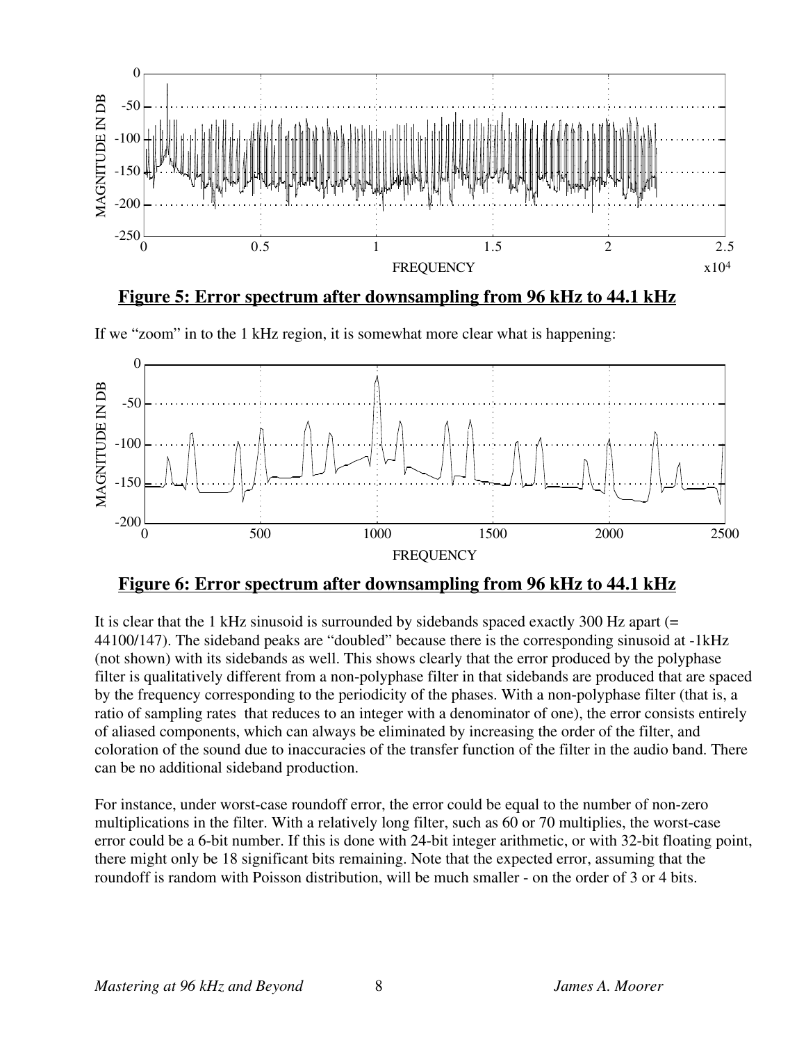**Figure 5: Error spectrum after downsampling from 96 kHz to 44.1 kHz**

If we "zoom" in to the 1 kHz region, it is somewhat more clear what is happening:

**Figure 6: Error spectrum after downsampling from 96 kHz to 44.1 kHz**

It is clear that the 1 kHz sinusoid is surrounded by sidebands spaced exactly 300 Hz apart (= 44100/147). The sideband peaks are "doubled" because there is the corresponding sinusoid at -1kHz (not shown) with its sidebands as well. This shows clearly that the error produced by the polyphase filter is qualitatively different from a non-polyphase filter in that sidebands are produced that are spaced by the frequency corresponding to the periodicity of the phases. With a non-polyphase filter (that is, a ratio of sampling rates that reduces to an integer with a denominator of one), the error consists entirely of aliased components, which can always be eliminated by increasing the order of the filter, and coloration of the sound due to inaccuracies of the transfer function of the filter in the audio band. There can be no additional sideband production.

For instance, under worst-case roundoff error, the error could be equal to the number of non-zero multiplications in the filter. With a relatively long filter, such as 60 or 70 multiplies, the worst-case error could be a 6-bit number. If this is done with 24-bit integer arithmetic, or with 32-bit floating point, there might only be 18 significant bits remaining. Note that the expected error, assuming that the roundoff is random with Poisson distribution, will be much smaller - on the order of 3 or 4 bits.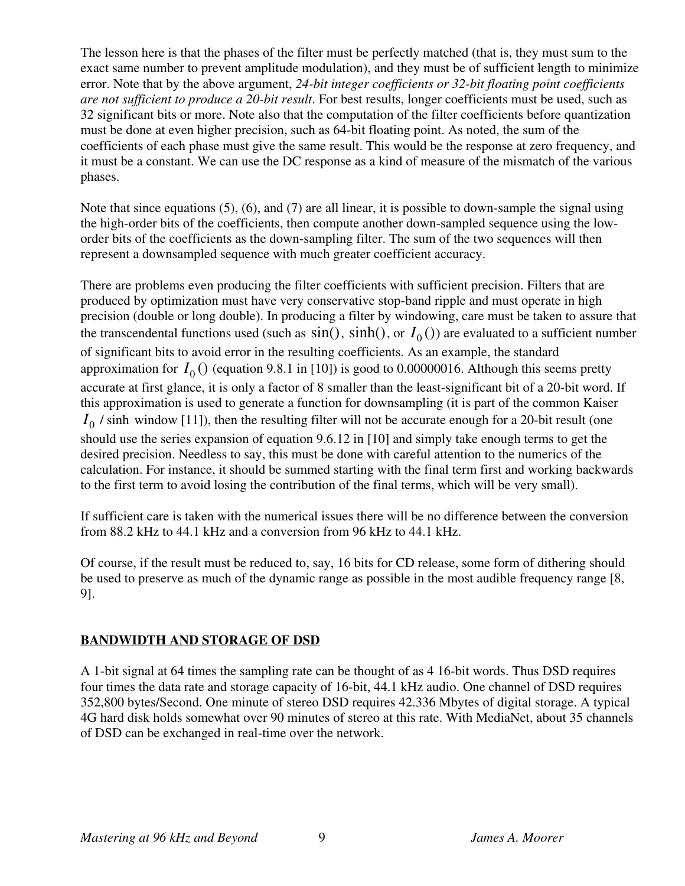The lesson here is that the phases of the filter must be perfectly matched (that is, they must sum to the exact same number to prevent amplitude modulation), and they must be of sufficient length to minimize error. Note that by the above argument, *24-bit integer coefficients or 32-bit floating point coefficients are not sufficient to produce a 20-bit result*. For best results, longer coefficients must be used, such as 32 significant bits or more. Note also that the computation of the filter coefficients before quantization must be done at even higher precision, such as 64-bit floating point. As noted, the sum of the coefficients of each phase must give the same result. This would be the response at zero frequency, and it must be a constant. We can use the DC response as a kind of measure of the mismatch of the various phases.

Note that since equations (5), (6), and (7) are all linear, it is possible to down-sample the signal using the high-order bits of the coefficients, then compute another down-sampled sequence using the low-order bits of the coefficients as the down-sampling filter. The sum of the two sequences will then represent a downsampled sequence with much greater coefficient accuracy.

There are problems even producing the filter coefficients with sufficient precision. Filters that are produced by optimization must have very conservative stop-band ripple and must operate in high precision (double or long double). In producing a filter by windowing, care must be taken to assure that the transcendental functions used (such as $\sin()$, $\sinh()$, or $I_0()$) are evaluated to a sufficient number of significant bits to avoid error in the resulting coefficients. As an example, the standard approximation for $I_0()$ (equation 9.8.1 in [10]) is good to 0.00000016. Although this seems pretty accurate at first glance, it is only a factor of 8 smaller than the least-significant bit of a 20-bit word. If this approximation is used to generate a function for downsampling (it is part of the common Kaiser $I_0$ / sinh window [11]), then the resulting filter will not be accurate enough for a 20-bit result (one should use the series expansion of equation 9.6.12 in [10] and simply take enough terms to get the desired precision. Needless to say, this must be done with careful attention to the numerics of the calculation. For instance, it should be summed starting with the final term first and working backwards to the first term to avoid losing the contribution of the final terms, which will be very small).

If sufficient care is taken with the numerical issues there will be no difference between the conversion from 88.2 kHz to 44.1 kHz and a conversion from 96 kHz to 44.1 kHz.

Of course, if the result must be reduced to, say, 16 bits for CD release, some form of dithering should be used to preserve as much of the dynamic range as possible in the most audible frequency range [8, 9].

## BANDWIDTH AND STORAGE OF DSD

A 1-bit signal at 64 times the sampling rate can be thought of as 4 16-bit words. Thus DSD requires four times the data rate and storage capacity of 16-bit, 44.1 kHz audio. One channel of DSD requires 352,800 bytes/Second. One minute of stereo DSD requires 42.336 Mbytes of digital storage. A typical 4G hard disk holds somewhat over 90 minutes of stereo at this rate. With MediaNet, about 35 channels of DSD can be exchanged in real-time over the network.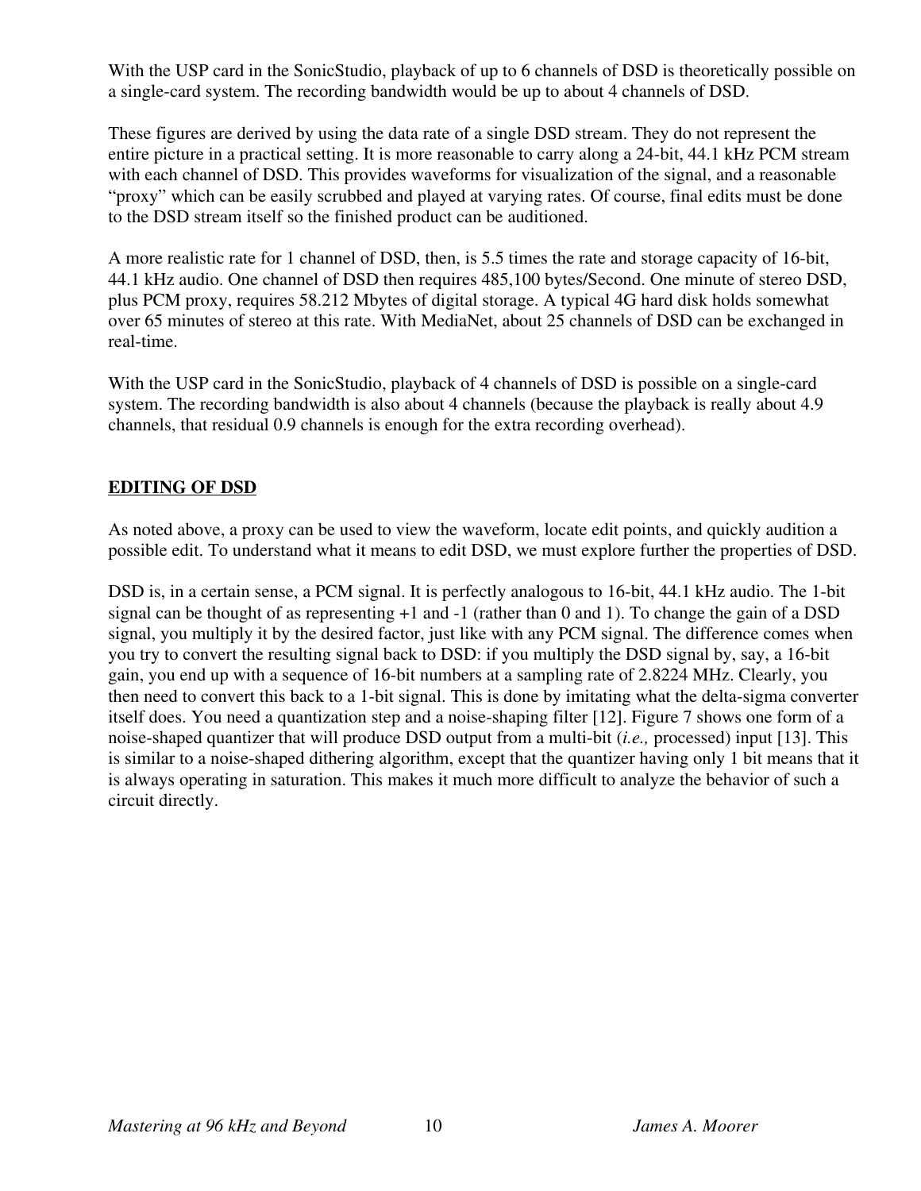With the USP card in the SonicStudio, playback of up to 6 channels of DSD is theoretically possible on a single-card system. The recording bandwidth would be up to about 4 channels of DSD.

These figures are derived by using the data rate of a single DSD stream. They do not represent the entire picture in a practical setting. It is more reasonable to carry along a 24-bit, 44.1 kHz PCM stream with each channel of DSD. This provides waveforms for visualization of the signal, and a reasonable "proxy" which can be easily scrubbed and played at varying rates. Of course, final edits must be done to the DSD stream itself so the finished product can be auditioned.

A more realistic rate for 1 channel of DSD, then, is 5.5 times the rate and storage capacity of 16-bit, 44.1 kHz audio. One channel of DSD then requires 485,100 bytes/Second. One minute of stereo DSD, plus PCM proxy, requires 58.212 Mbytes of digital storage. A typical 4G hard disk holds somewhat over 65 minutes of stereo at this rate. With MediaNet, about 25 channels of DSD can be exchanged in real-time.

With the USP card in the SonicStudio, playback of 4 channels of DSD is possible on a single-card system. The recording bandwidth is also about 4 channels (because the playback is really about 4.9 channels, that residual 0.9 channels is enough for the extra recording overhead).

## EDITING OF DSD

As noted above, a proxy can be used to view the waveform, locate edit points, and quickly audition a possible edit. To understand what it means to edit DSD, we must explore further the properties of DSD.

DSD is, in a certain sense, a PCM signal. It is perfectly analogous to 16-bit, 44.1 kHz audio. The 1-bit signal can be thought of as representing +1 and -1 (rather than 0 and 1). To change the gain of a DSD signal, you multiply it by the desired factor, just like with any PCM signal. The difference comes when you try to convert the resulting signal back to DSD: if you multiply the DSD signal by, say, a 16-bit gain, you end up with a sequence of 16-bit numbers at a sampling rate of 2.8224 MHz. Clearly, you then need to convert this back to a 1-bit signal. This is done by imitating what the delta-sigma converter itself does. You need a quantization step and a noise-shaping filter [12]. Figure 7 shows one form of a noise-shaped quantizer that will produce DSD output from a multi-bit (*i.e.,* processed) input [13]. This is similar to a noise-shaped dithering algorithm, except that the quantizer having only 1 bit means that it is always operating in saturation. This makes it much more difficult to analyze the behavior of such a circuit directly.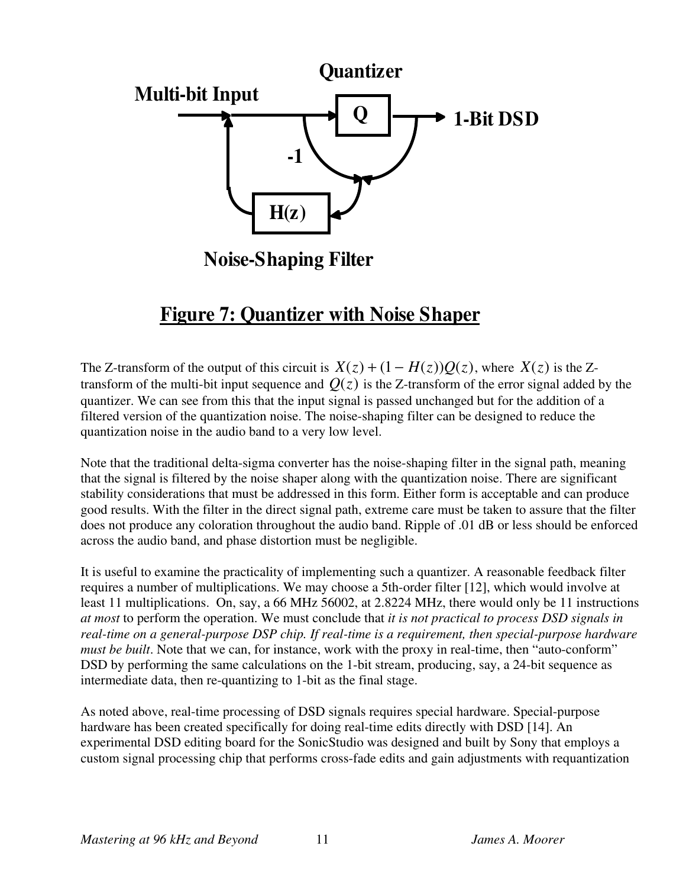**Figure 7: Quantizer with Noise Shaper**

The Z-transform of the output of this circuit is $X(z) + (1 - H(z))Q(z)$, where $X(z)$ is the Z-transform of the multi-bit input sequence and $Q(z)$ is the Z-transform of the error signal added by the quantizer. We can see from this that the input signal is passed unchanged but for the addition of a filtered version of the quantization noise. The noise-shaping filter can be designed to reduce the quantization noise in the audio band to a very low level.

Note that the traditional delta-sigma converter has the noise-shaping filter in the signal path, meaning that the signal is filtered by the noise shaper along with the quantization noise. There are significant stability considerations that must be addressed in this form. Either form is acceptable and can produce good results. With the filter in the direct signal path, extreme care must be taken to assure that the filter does not produce any coloration throughout the audio band. Ripple of .01 dB or less should be enforced across the audio band, and phase distortion must be negligible.

It is useful to examine the practicality of implementing such a quantizer. A reasonable feedback filter requires a number of multiplications. We may choose a 5th-order filter [12], which would involve at least 11 multiplications. On, say, a 66 MHz 56002, at 2.8224 MHz, there would only be 11 instructions *at most* to perform the operation. We must conclude that *it is not practical to process DSD signals in real-time on a general-purpose DSP chip. If real-time is a requirement, then special-purpose hardware must be built*. Note that we can, for instance, work with the proxy in real-time, then "auto-conform" DSD by performing the same calculations on the 1-bit stream, producing, say, a 24-bit sequence as intermediate data, then re-quantizing to 1-bit as the final stage.

As noted above, real-time processing of DSD signals requires special hardware. Special-purpose hardware has been created specifically for doing real-time edits directly with DSD [14]. An experimental DSD editing board for the SonicStudio was designed and built by Sony that employs a custom signal processing chip that performs cross-fade edits and gain adjustments with requantization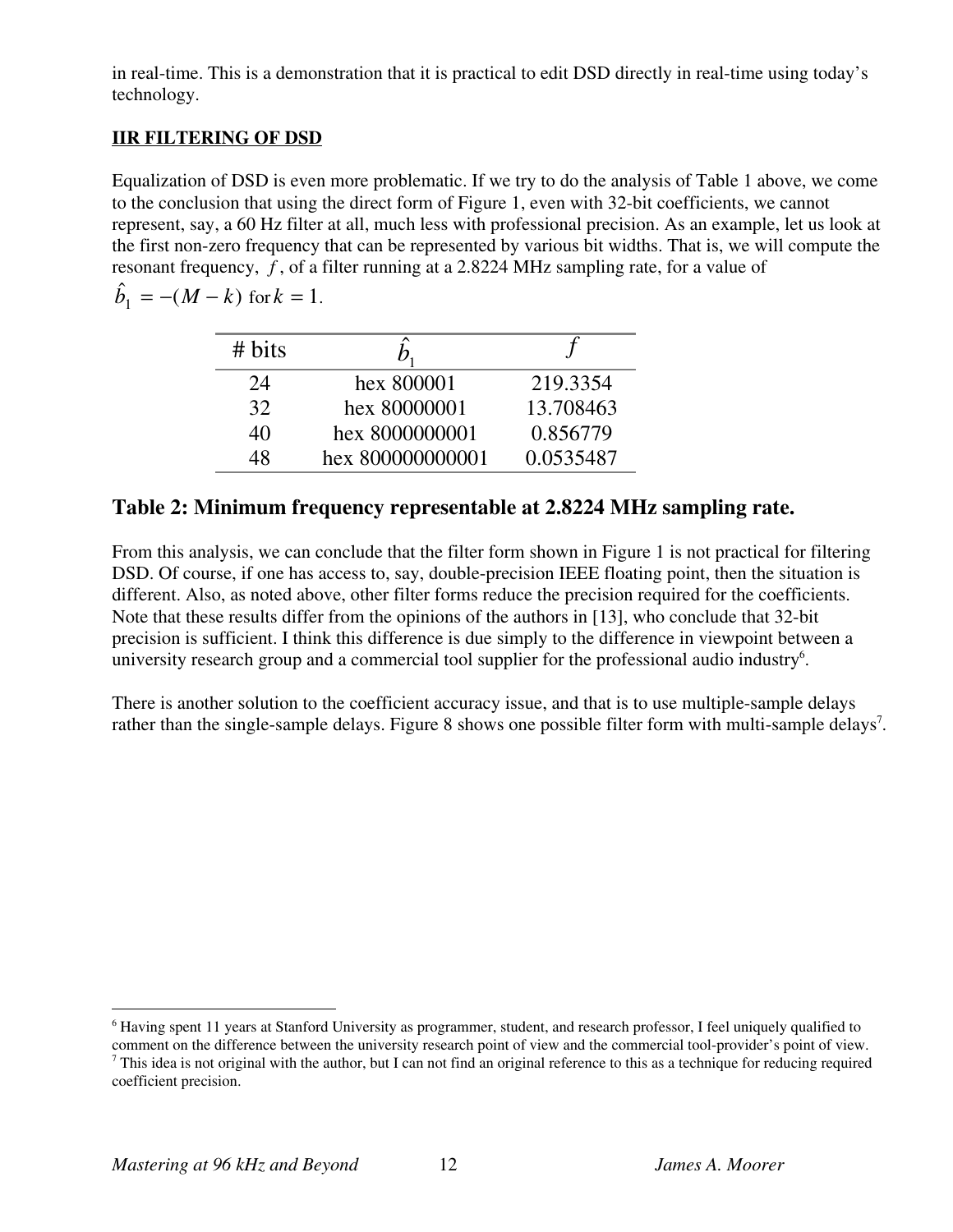in real-time. This is a demonstration that it is practical to edit DSD directly in real-time using today's technology.

**IIR FILTERING OF DSD**

Equalization of DSD is even more problematic. If we try to do the analysis of Table 1 above, we come to the conclusion that using the direct form of Figure 1, even with 32-bit coefficients, we cannot represent, say, a 60 Hz filter at all, much less with professional precision. As an example, let us look at the first non-zero frequency that can be represented by various bit widths. That is, we will compute the resonant frequency, $f$, of a filter running at a 2.8224 MHz sampling rate, for a value of $\hat{b}_1 = -(M-k)$ for $k = 1$.

| # bits | $\hat{b}_1$ | $f$ |
|---|---|---|
| 24 | hex 800001 | 219.3354 |
| 32 | hex 80000001 | 13.708463 |
| 40 | hex 8000000001 | 0.856779 |
| 48 | hex 800000000001 | 0.0535487 |

## Table 2: Minimum frequency representable at 2.8224 MHz sampling rate.

From this analysis, we can conclude that the filter form shown in Figure 1 is not practical for filtering DSD. Of course, if one has access to, say, double-precision IEEE floating point, then the situation is different. Also, as noted above, other filter forms reduce the precision required for the coefficients. Note that these results differ from the opinions of the authors in [13], who conclude that 32-bit precision is sufficient. I think this difference is due simply to the difference in viewpoint between a university research group and a commercial tool supplier for the professional audio industry[6].

There is another solution to the coefficient accuracy issue, and that is to use multiple-sample delays rather than the single-sample delays. Figure 8 shows one possible filter form with multi-sample delays[7].

---

[6] Having spent 11 years at Stanford University as programmer, student, and research professor, I feel uniquely qualified to comment on the difference between the university research point of view and the commercial tool-provider's point of view.

[7] This idea is not original with the author, but I can not find an original reference to this as a technique for reducing required coefficient precision.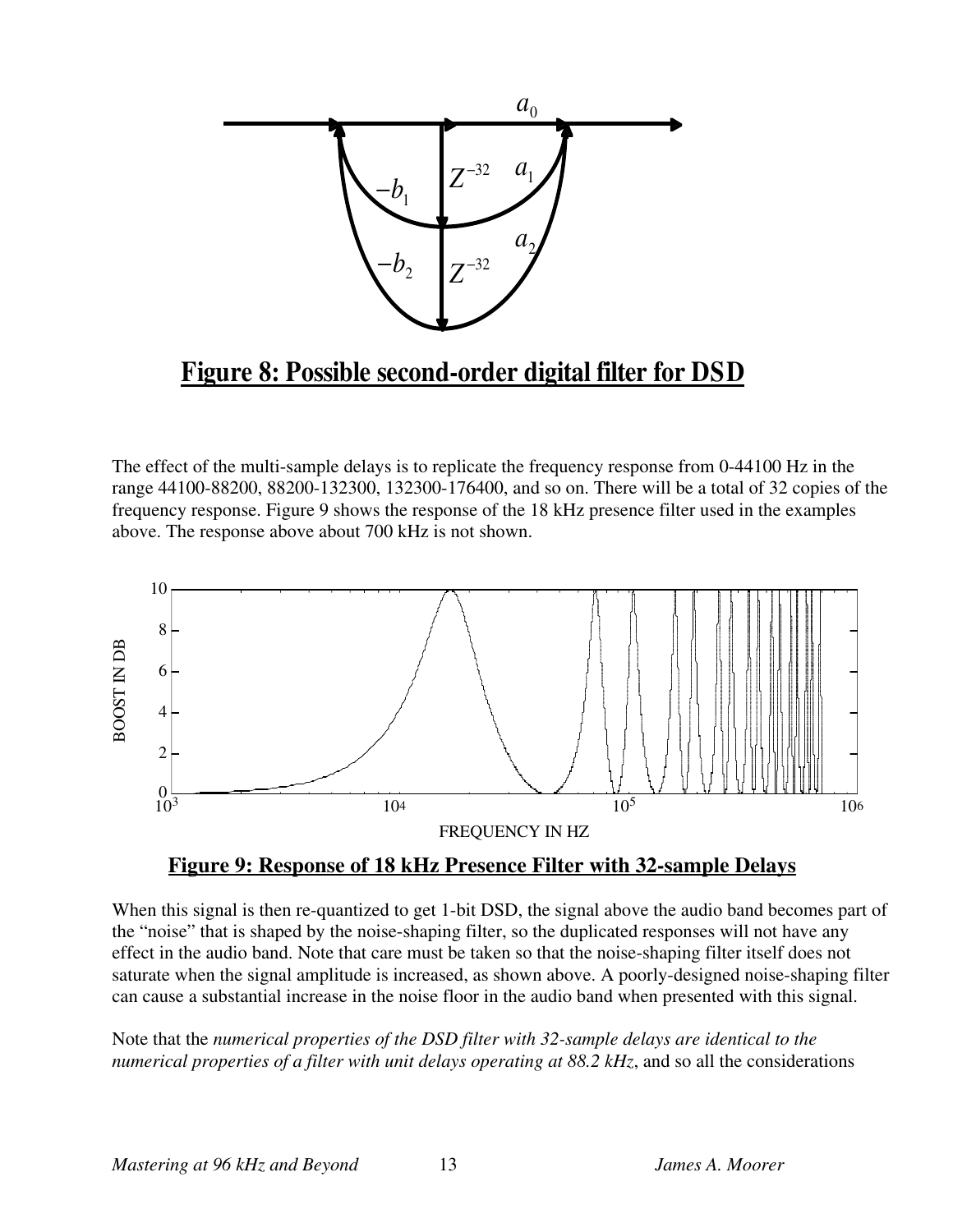**Figure 8: Possible second-order digital filter for DSD**

The effect of the multi-sample delays is to replicate the frequency response from 0-44100 Hz in the range 44100-88200, 88200-132300, 132300-176400, and so on. There will be a total of 32 copies of the frequency response. Figure 9 shows the response of the 18 kHz presence filter used in the examples above. The response above about 700 kHz is not shown.

**Figure 9: Response of 18 kHz Presence Filter with 32-sample Delays**

When this signal is then re-quantized to get 1-bit DSD, the signal above the audio band becomes part of the "noise" that is shaped by the noise-shaping filter, so the duplicated responses will not have any effect in the audio band. Note that care must be taken so that the noise-shaping filter itself does not saturate when the signal amplitude is increased, as shown above. A poorly-designed noise-shaping filter can cause a substantial increase in the noise floor in the audio band when presented with this signal.

Note that the *numerical properties of the DSD filter with 32-sample delays are identical to the numerical properties of a filter with unit delays operating at 88.2 kHz*, and so all the considerations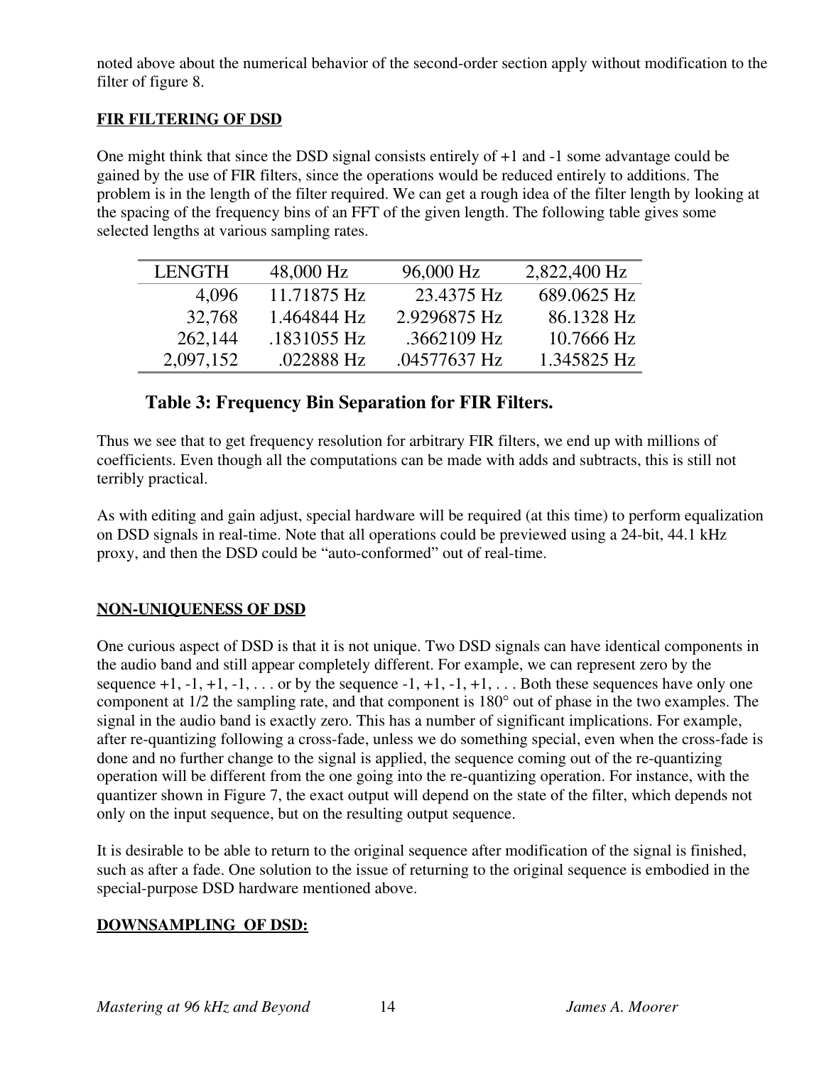noted above about the numerical behavior of the second-order section apply without modification to the filter of figure 8.

## FIR FILTERING OF DSD

One might think that since the DSD signal consists entirely of +1 and -1 some advantage could be gained by the use of FIR filters, since the operations would be reduced entirely to additions. The problem is in the length of the filter required. We can get a rough idea of the filter length by looking at the spacing of the frequency bins of an FFT of the given length. The following table gives some selected lengths at various sampling rates.

| LENGTH | 48,000 Hz | 96,000 Hz | 2,822,400 Hz |
|---:|---:|---:|---:|
| 4,096 | 11.71875 Hz | 23.4375 Hz | 689.0625 Hz |
| 32,768 | 1.464844 Hz | 2.9296875 Hz | 86.1328 Hz |
| 262,144 | .1831055 Hz | .3662109 Hz | 10.7666 Hz |
| 2,097,152 | .022888 Hz | .04577637 Hz | 1.345825 Hz |

**Table 3: Frequency Bin Separation for FIR Filters.**

Thus we see that to get frequency resolution for arbitrary FIR filters, we end up with millions of coefficients. Even though all the computations can be made with adds and subtracts, this is still not terribly practical.

As with editing and gain adjust, special hardware will be required (at this time) to perform equalization on DSD signals in real-time. Note that all operations could be previewed using a 24-bit, 44.1 kHz proxy, and then the DSD could be “auto-conformed” out of real-time.

## NON-UNIQUENESS OF DSD

One curious aspect of DSD is that it is not unique. Two DSD signals can have identical components in the audio band and still appear completely different. For example, we can represent zero by the sequence +1, -1, +1, -1, . . . or by the sequence -1, +1, -1, +1, . . . Both these sequences have only one component at 1/2 the sampling rate, and that component is 180° out of phase in the two examples. The signal in the audio band is exactly zero. This has a number of significant implications. For example, after re-quantizing following a cross-fade, unless we do something special, even when the cross-fade is done and no further change to the signal is applied, the sequence coming out of the re-quantizing operation will be different from the one going into the re-quantizing operation. For instance, with the quantizer shown in Figure 7, the exact output will depend on the state of the filter, which depends not only on the input sequence, but on the resulting output sequence.

It is desirable to be able to return to the original sequence after modification of the signal is finished, such as after a fade. One solution to the issue of returning to the original sequence is embodied in the special-purpose DSD hardware mentioned above.

## DOWNSAMPLING OF DSD: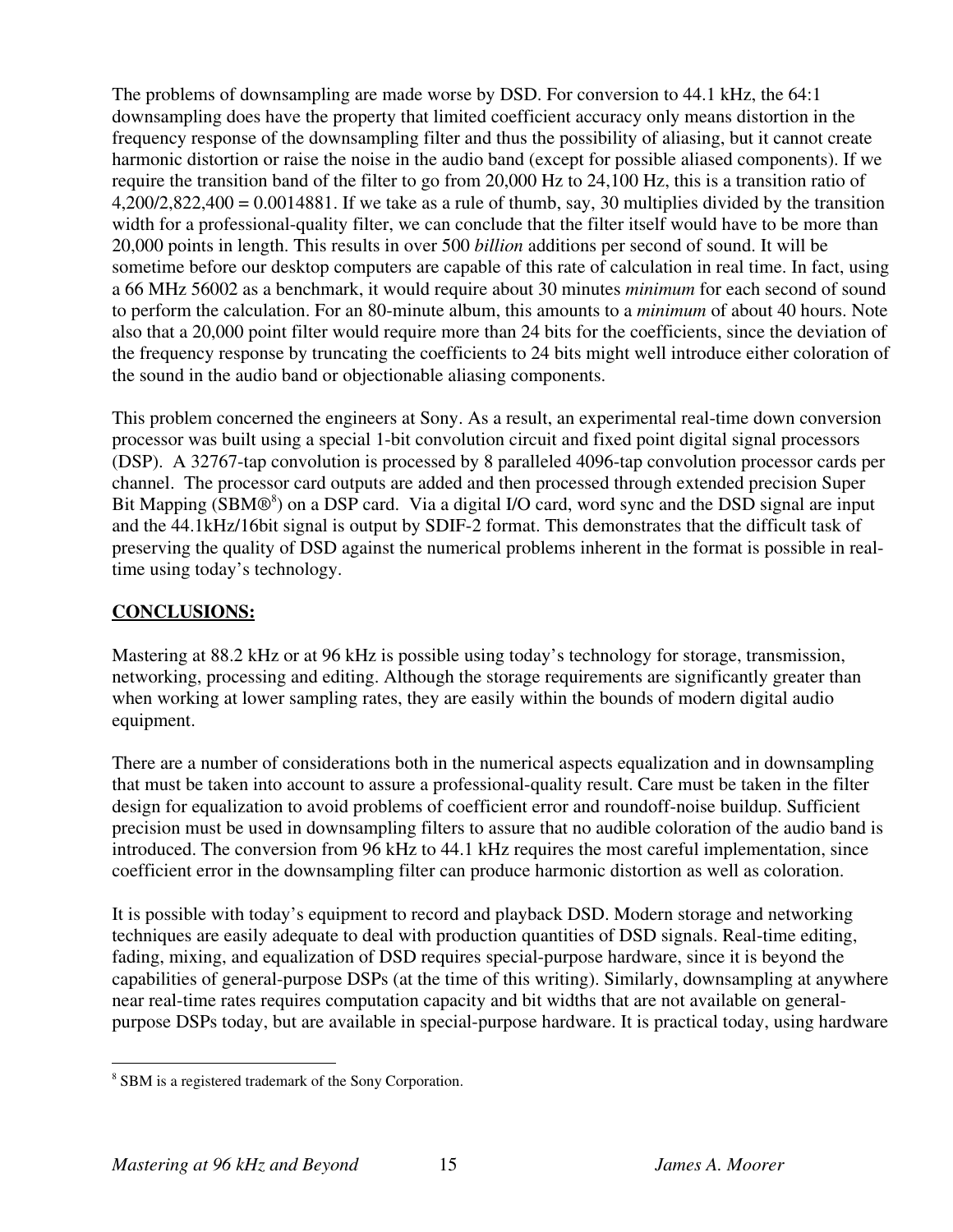The problems of downsampling are made worse by DSD. For conversion to 44.1 kHz, the 64:1 downsampling does have the property that limited coefficient accuracy only means distortion in the frequency response of the downsampling filter and thus the possibility of aliasing, but it cannot create harmonic distortion or raise the noise in the audio band (except for possible aliased components). If we require the transition band of the filter to go from 20,000 Hz to 24,100 Hz, this is a transition ratio of 4,200/2,822,400 = 0.0014881. If we take as a rule of thumb, say, 30 multiplies divided by the transition width for a professional-quality filter, we can conclude that the filter itself would have to be more than 20,000 points in length. This results in over 500 *billion* additions per second of sound. It will be sometime before our desktop computers are capable of this rate of calculation in real time. In fact, using a 66 MHz 56002 as a benchmark, it would require about 30 minutes *minimum* for each second of sound to perform the calculation. For an 80-minute album, this amounts to a *minimum* of about 40 hours. Note also that a 20,000 point filter would require more than 24 bits for the coefficients, since the deviation of the frequency response by truncating the coefficients to 24 bits might well introduce either coloration of the sound in the audio band or objectionable aliasing components.

This problem concerned the engineers at Sony. As a result, an experimental real-time down conversion processor was built using a special 1-bit convolution circuit and fixed point digital signal processors (DSP). A 32767-tap convolution is processed by 8 paralleled 4096-tap convolution processor cards per channel. The processor card outputs are added and then processed through extended precision Super Bit Mapping (SBM®[8]) on a DSP card. Via a digital I/O card, word sync and the DSD signal are input and the 44.1kHz/16bit signal is output by SDIF-2 format. This demonstrates that the difficult task of preserving the quality of DSD against the numerical problems inherent in the format is possible in real-time using today's technology.

## CONCLUSIONS:

Mastering at 88.2 kHz or at 96 kHz is possible using today's technology for storage, transmission, networking, processing and editing. Although the storage requirements are significantly greater than when working at lower sampling rates, they are easily within the bounds of modern digital audio equipment.

There are a number of considerations both in the numerical aspects equalization and in downsampling that must be taken into account to assure a professional-quality result. Care must be taken in the filter design for equalization to avoid problems of coefficient error and roundoff-noise buildup. Sufficient precision must be used in downsampling filters to assure that no audible coloration of the audio band is introduced. The conversion from 96 kHz to 44.1 kHz requires the most careful implementation, since coefficient error in the downsampling filter can produce harmonic distortion as well as coloration.

It is possible with today's equipment to record and playback DSD. Modern storage and networking techniques are easily adequate to deal with production quantities of DSD signals. Real-time editing, fading, mixing, and equalization of DSD requires special-purpose hardware, since it is beyond the capabilities of general-purpose DSPs (at the time of this writing). Similarly, downsampling at anywhere near real-time rates requires computation capacity and bit widths that are not available on general-purpose DSPs today, but are available in special-purpose hardware. It is practical today, using hardware

[8] SBM is a registered trademark of the Sony Corporation.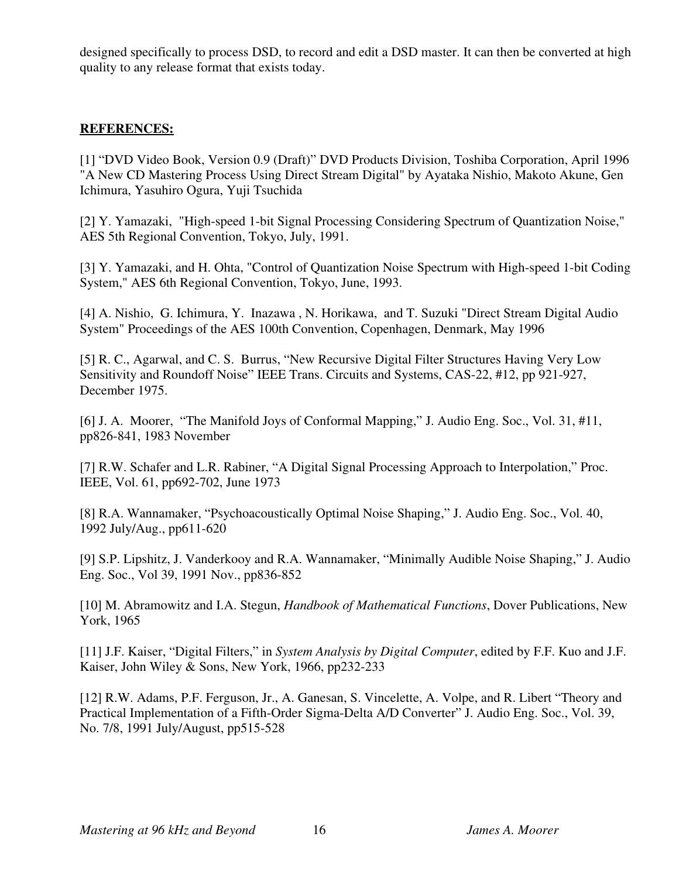designed specifically to process DSD, to record and edit a DSD master. It can then be converted at high quality to any release format that exists today.

## REFERENCES:

[1] “DVD Video Book, Version 0.9 (Draft)” DVD Products Division, Toshiba Corporation, April 1996 "A New CD Mastering Process Using Direct Stream Digital" by Ayataka Nishio, Makoto Akune, Gen Ichimura, Yasuhiro Ogura, Yuji Tsuchida

[2] Y. Yamazaki, "High-speed 1-bit Signal Processing Considering Spectrum of Quantization Noise," AES 5th Regional Convention, Tokyo, July, 1991.

[3] Y. Yamazaki, and H. Ohta, "Control of Quantization Noise Spectrum with High-speed 1-bit Coding System," AES 6th Regional Convention, Tokyo, June, 1993.

[4] A. Nishio, G. Ichimura, Y. Inazawa , N. Horikawa, and T. Suzuki "Direct Stream Digital Audio System" Proceedings of the AES 100th Convention, Copenhagen, Denmark, May 1996

[5] R. C., Agarwal, and C. S. Burrus, “New Recursive Digital Filter Structures Having Very Low Sensitivity and Roundoff Noise” IEEE Trans. Circuits and Systems, CAS-22, #12, pp 921-927, December 1975.

[6] J. A. Moorer, “The Manifold Joys of Conformal Mapping,” J. Audio Eng. Soc., Vol. 31, #11, pp826-841, 1983 November

[7] R.W. Schafer and L.R. Rabiner, “A Digital Signal Processing Approach to Interpolation,” Proc. IEEE, Vol. 61, pp692-702, June 1973

[8] R.A. Wannamaker, “Psychoacoustically Optimal Noise Shaping,” J. Audio Eng. Soc., Vol. 40, 1992 July/Aug., pp611-620

[9] S.P. Lipshitz, J. Vanderkooy and R.A. Wannamaker, “Minimally Audible Noise Shaping,” J. Audio Eng. Soc., Vol 39, 1991 Nov., pp836-852

[10] M. Abramowitz and I.A. Stegun, *Handbook of Mathematical Functions*, Dover Publications, New York, 1965

[11] J.F. Kaiser, “Digital Filters,” in *System Analysis by Digital Computer*, edited by F.F. Kuo and J.F. Kaiser, John Wiley & Sons, New York, 1966, pp232-233

[12] R.W. Adams, P.F. Ferguson, Jr., A. Ganesan, S. Vincelette, A. Volpe, and R. Libert “Theory and Practical Implementation of a Fifth-Order Sigma-Delta A/D Converter” J. Audio Eng. Soc., Vol. 39, No. 7/8, 1991 July/August, pp515-528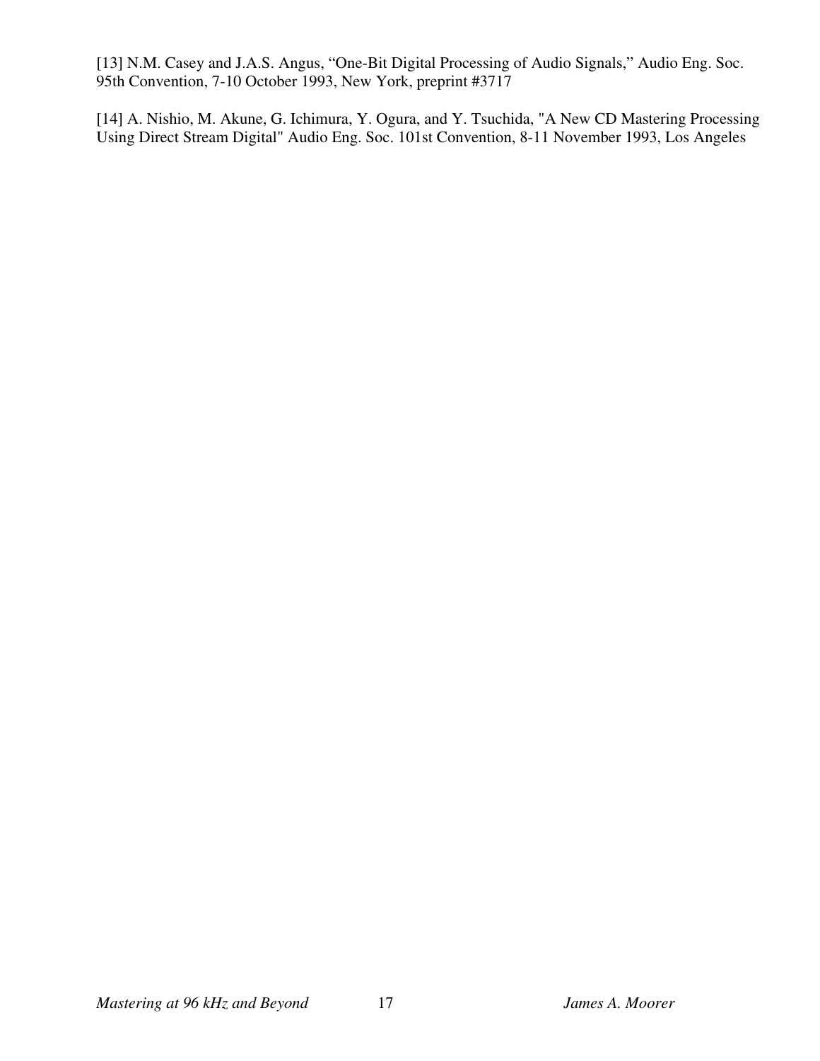[13] N.M. Casey and J.A.S. Angus, “One-Bit Digital Processing of Audio Signals,” Audio Eng. Soc. 95th Convention, 7-10 October 1993, New York, preprint #3717

[14] A. Nishio, M. Akune, G. Ichimura, Y. Ogura, and Y. Tsuchida, "A New CD Mastering Processing Using Direct Stream Digital" Audio Eng. Soc. 101st Convention, 8-11 November 1993, Los Angeles